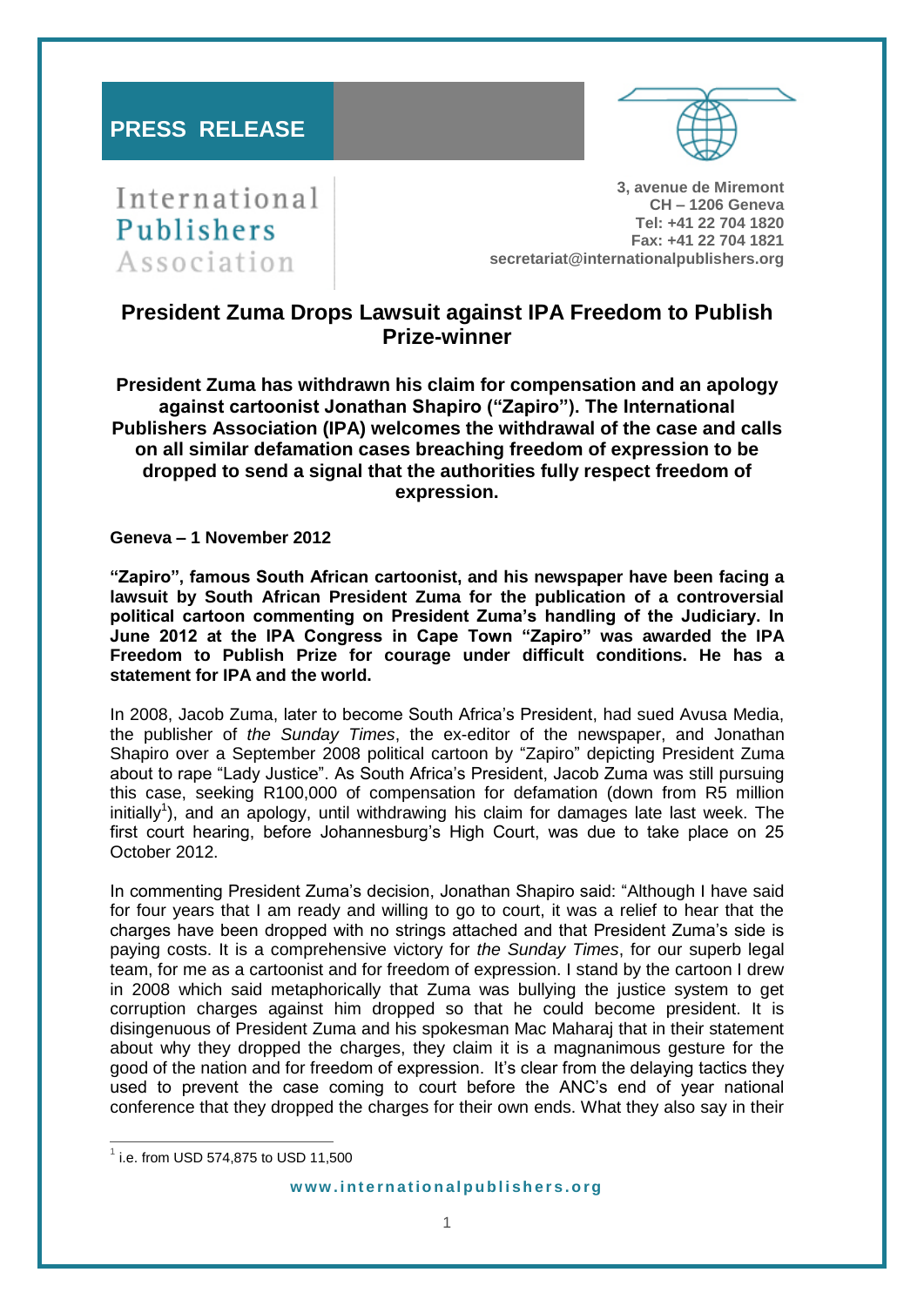**PRESS RELEASE**

International Publishers Association

**3, avenue de Miremont**
**CH – 1206 Geneva**
**Tel: +41 22 704 1820**
**Fax: +41 22 704 1821**
**secretariat@internationalpublishers.org**

# President Zuma Drops Lawsuit against IPA Freedom to Publish Prize-winner

**President Zuma has withdrawn his claim for compensation and an apology against cartoonist Jonathan Shapiro ("Zapiro"). The International Publishers Association (IPA) welcomes the withdrawal of the case and calls on all similar defamation cases breaching freedom of expression to be dropped to send a signal that the authorities fully respect freedom of expression.**

**Geneva – 1 November 2012**

**"Zapiro", famous South African cartoonist, and his newspaper have been facing a lawsuit by South African President Zuma for the publication of a controversial political cartoon commenting on President Zuma's handling of the Judiciary. In June 2012 at the IPA Congress in Cape Town "Zapiro" was awarded the IPA Freedom to Publish Prize for courage under difficult conditions. He has a statement for IPA and the world.**

In 2008, Jacob Zuma, later to become South Africa's President, had sued Avusa Media, the publisher of *the Sunday Times*, the ex-editor of the newspaper, and Jonathan Shapiro over a September 2008 political cartoon by "Zapiro" depicting President Zuma about to rape "Lady Justice". As South Africa's President, Jacob Zuma was still pursuing this case, seeking R100,000 of compensation for defamation (down from R5 million initially[1]), and an apology, until withdrawing his claim for damages late last week. The first court hearing, before Johannesburg's High Court, was due to take place on 25 October 2012.

In commenting President Zuma's decision, Jonathan Shapiro said: "Although I have said for four years that I am ready and willing to go to court, it was a relief to hear that the charges have been dropped with no strings attached and that President Zuma's side is paying costs. It is a comprehensive victory for *the Sunday Times*, for our superb legal team, for me as a cartoonist and for freedom of expression. I stand by the cartoon I drew in 2008 which said metaphorically that Zuma was bullying the justice system to get corruption charges against him dropped so that he could become president. It is disingenuous of President Zuma and his spokesman Mac Maharaj that in their statement about why they dropped the charges, they claim it is a magnanimous gesture for the good of the nation and for freedom of expression. It's clear from the delaying tactics they used to prevent the case coming to court before the ANC's end of year national conference that they dropped the charges for their own ends. What they also say in their

---

[1] i.e. from USD 574,875 to USD 11,500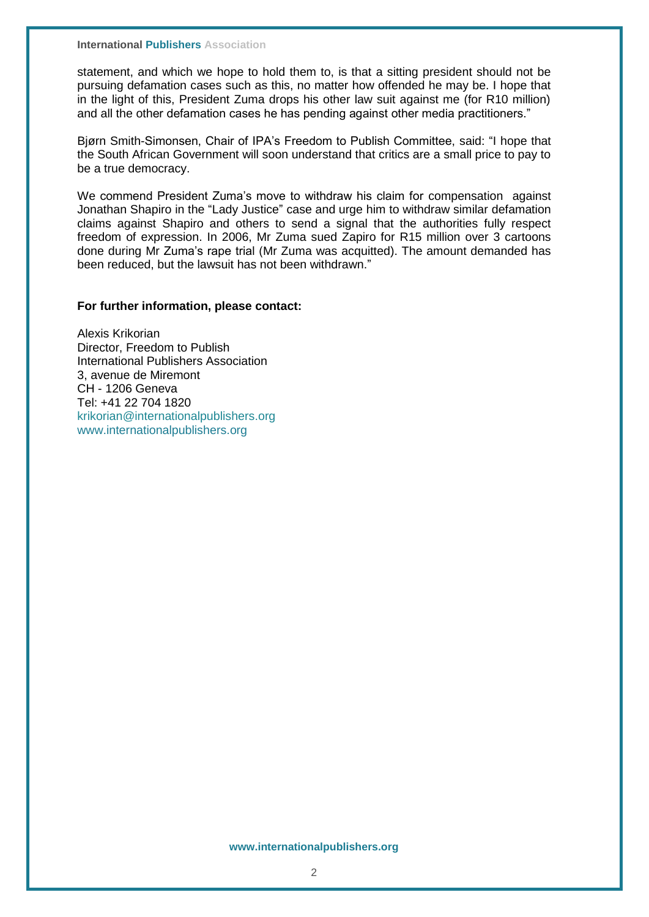statement, and which we hope to hold them to, is that a sitting president should not be pursuing defamation cases such as this, no matter how offended he may be. I hope that in the light of this, President Zuma drops his other law suit against me (for R10 million) and all the other defamation cases he has pending against other media practitioners."

Bjørn Smith-Simonsen, Chair of IPA's Freedom to Publish Committee, said: "I hope that the South African Government will soon understand that critics are a small price to pay to be a true democracy.

We commend President Zuma's move to withdraw his claim for compensation against Jonathan Shapiro in the "Lady Justice" case and urge him to withdraw similar defamation claims against Shapiro and others to send a signal that the authorities fully respect freedom of expression. In 2006, Mr Zuma sued Zapiro for R15 million over 3 cartoons done during Mr Zuma's rape trial (Mr Zuma was acquitted). The amount demanded has been reduced, but the lawsuit has not been withdrawn."

**For further information, please contact:**

Alexis Krikorian
Director, Freedom to Publish
International Publishers Association
3, avenue de Miremont
CH - 1206 Geneva
Tel: +41 22 704 1820
krikorian@internationalpublishers.org
www.internationalpublishers.org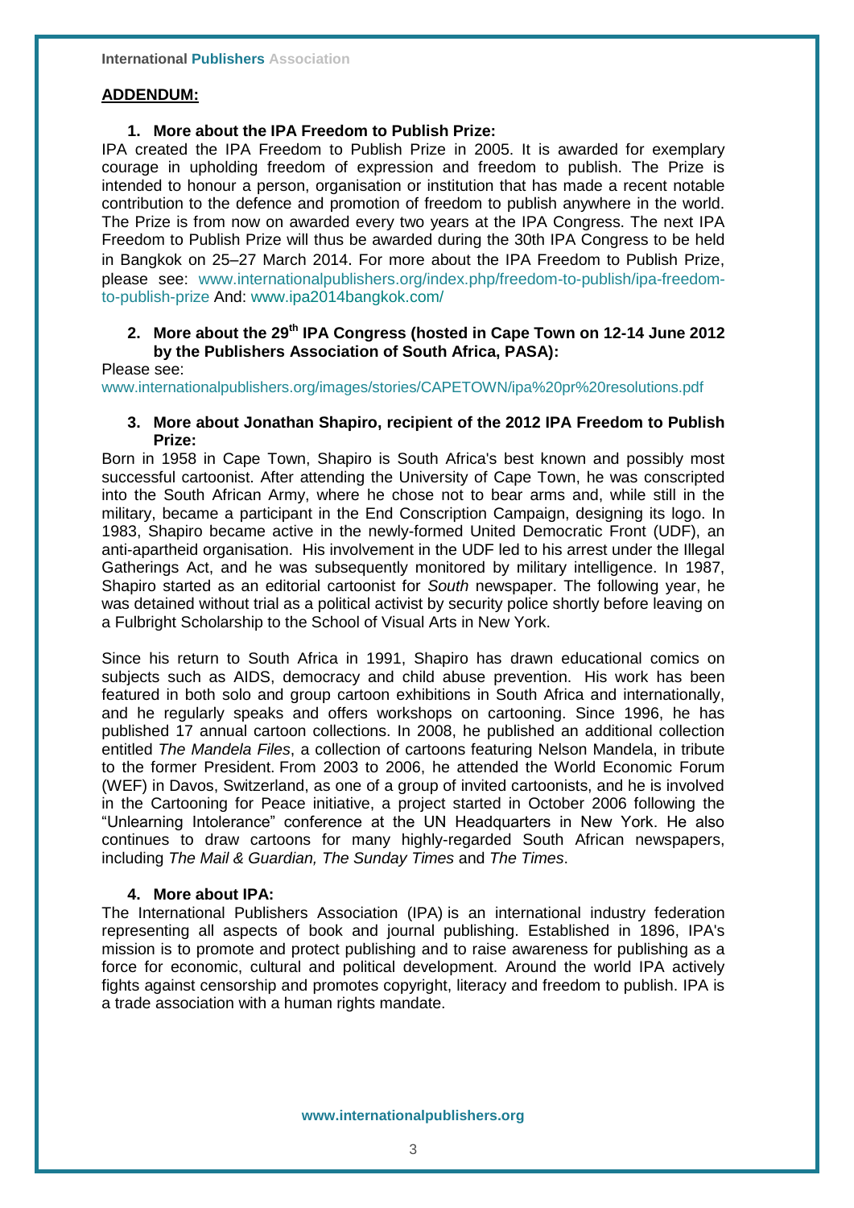## ADDENDUM:

### 1. More about the IPA Freedom to Publish Prize:

IPA created the IPA Freedom to Publish Prize in 2005. It is awarded for exemplary courage in upholding freedom of expression and freedom to publish. The Prize is intended to honour a person, organisation or institution that has made a recent notable contribution to the defence and promotion of freedom to publish anywhere in the world. The Prize is from now on awarded every two years at the IPA Congress. The next IPA Freedom to Publish Prize will thus be awarded during the 30th IPA Congress to be held in Bangkok on 25–27 March 2014. For more about the IPA Freedom to Publish Prize, please see: www.internationalpublishers.org/index.php/freedom-to-publish/ipa-freedom-to-publish-prize And: www.ipa2014bangkok.com/

### 2. More about the 29th IPA Congress (hosted in Cape Town on 12-14 June 2012 by the Publishers Association of South Africa, PASA):

Please see:
www.internationalpublishers.org/images/stories/CAPETOWN/ipa%20pr%20resolutions.pdf

### 3. More about Jonathan Shapiro, recipient of the 2012 IPA Freedom to Publish Prize:

Born in 1958 in Cape Town, Shapiro is South Africa's best known and possibly most successful cartoonist. After attending the University of Cape Town, he was conscripted into the South African Army, where he chose not to bear arms and, while still in the military, became a participant in the End Conscription Campaign, designing its logo. In 1983, Shapiro became active in the newly-formed United Democratic Front (UDF), an anti-apartheid organisation. His involvement in the UDF led to his arrest under the Illegal Gatherings Act, and he was subsequently monitored by military intelligence. In 1987, Shapiro started as an editorial cartoonist for *South* newspaper. The following year, he was detained without trial as a political activist by security police shortly before leaving on a Fulbright Scholarship to the School of Visual Arts in New York.

Since his return to South Africa in 1991, Shapiro has drawn educational comics on subjects such as AIDS, democracy and child abuse prevention. His work has been featured in both solo and group cartoon exhibitions in South Africa and internationally, and he regularly speaks and offers workshops on cartooning. Since 1996, he has published 17 annual cartoon collections. In 2008, he published an additional collection entitled *The Mandela Files*, a collection of cartoons featuring Nelson Mandela, in tribute to the former President. From 2003 to 2006, he attended the World Economic Forum (WEF) in Davos, Switzerland, as one of a group of invited cartoonists, and he is involved in the Cartooning for Peace initiative, a project started in October 2006 following the "Unlearning Intolerance" conference at the UN Headquarters in New York. He also continues to draw cartoons for many highly-regarded South African newspapers, including *The Mail & Guardian, The Sunday Times* and *The Times*.

### 4. More about IPA:

The International Publishers Association (IPA) is an international industry federation representing all aspects of book and journal publishing. Established in 1896, IPA's mission is to promote and protect publishing and to raise awareness for publishing as a force for economic, cultural and political development. Around the world IPA actively fights against censorship and promotes copyright, literacy and freedom to publish. IPA is a trade association with a human rights mandate.